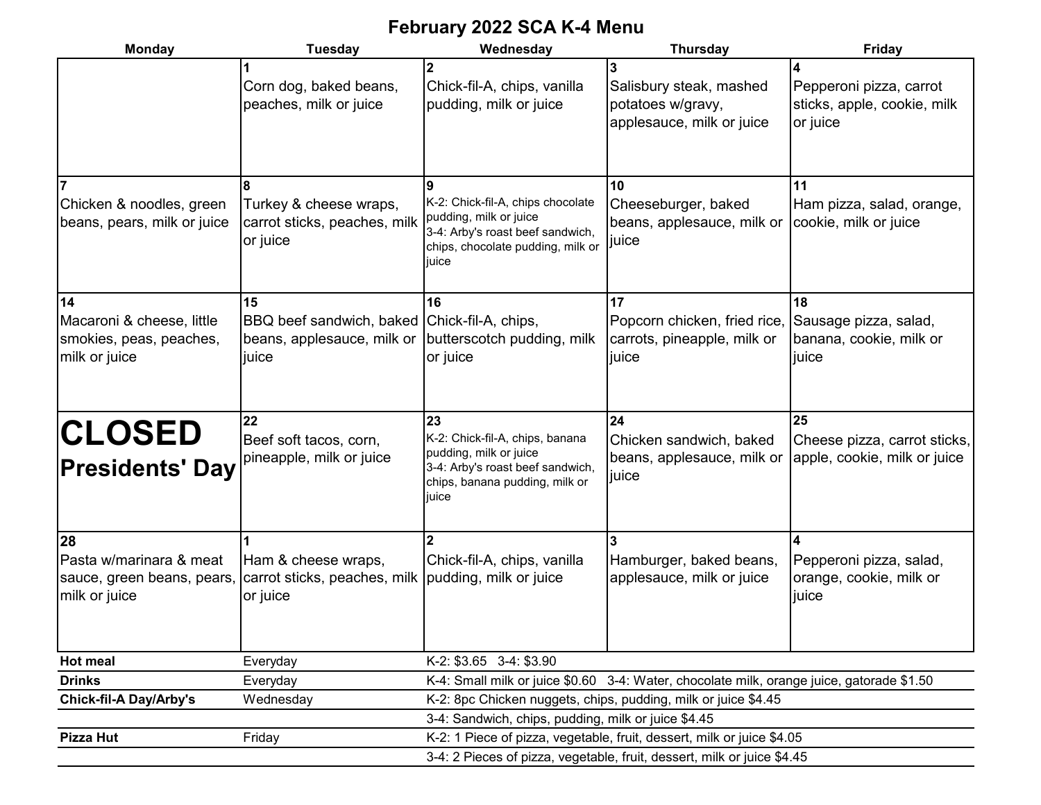# February 2022 SCA K-4 Menu

| Monday | Tuesday | Wednesday | Thursday | Friday |
|---|---|---|---|---|
| | **1** Corn dog, baked beans, peaches, milk or juice | **2** Chick-fil-A, chips, vanilla pudding, milk or juice | **3** Salisbury steak, mashed potatoes w/gravy, applesauce, milk or juice | **4** Pepperoni pizza, carrot sticks, apple, cookie, milk or juice |
| **7** Chicken & noodles, green beans, pears, milk or juice | **8** Turkey & cheese wraps, carrot sticks, peaches, milk or juice | **9** K-2: Chick-fil-A, chips chocolate pudding, milk or juice<br>3-4: Arby's roast beef sandwich, chips, chocolate pudding, milk or juice | **10** Cheeseburger, baked beans, applesauce, milk or juice | **11** Ham pizza, salad, orange, cookie, milk or juice |
| **14** Macaroni & cheese, little smokies, peas, peaches, milk or juice | **15** BBQ beef sandwich, baked beans, applesauce, milk or juice | **16** Chick-fil-A, chips, butterscotch pudding, milk or juice | **17** Popcorn chicken, fried rice, carrots, pineapple, milk or juice | **18** Sausage pizza, salad, banana, cookie, milk or juice |
| **CLOSED Presidents' Day** | **22** Beef soft tacos, corn, pineapple, milk or juice | **23** K-2: Chick-fil-A, chips, banana pudding, milk or juice<br>3-4: Arby's roast beef sandwich, chips, banana pudding, milk or juice | **24** Chicken sandwich, baked beans, applesauce, milk or juice | **25** Cheese pizza, carrot sticks, apple, cookie, milk or juice |
| **28** Pasta w/marinara & meat sauce, green beans, pears, milk or juice | **1** Ham & cheese wraps, carrot sticks, peaches, milk or juice | **2** Chick-fil-A, chips, vanilla pudding, milk or juice | **3** Hamburger, baked beans, applesauce, milk or juice | **4** Pepperoni pizza, salad, orange, cookie, milk or juice |

| | | |
|---|---|---|
| **Hot meal** | Everyday | K-2: $3.65 3-4: $3.90 |
| **Drinks** | Everyday | K-4: Small milk or juice $0.60 3-4: Water, chocolate milk, orange juice, gatorade $1.50 |
| **Chick-fil-A Day/Arby's** | Wednesday | K-2: 8pc Chicken nuggets, chips, pudding, milk or juice $4.45 |
| | | 3-4: Sandwich, chips, pudding, milk or juice $4.45 |
| **Pizza Hut** | Friday | K-2: 1 Piece of pizza, vegetable, fruit, dessert, milk or juice $4.05 |
| | | 3-4: 2 Pieces of pizza, vegetable, fruit, dessert, milk or juice $4.45 |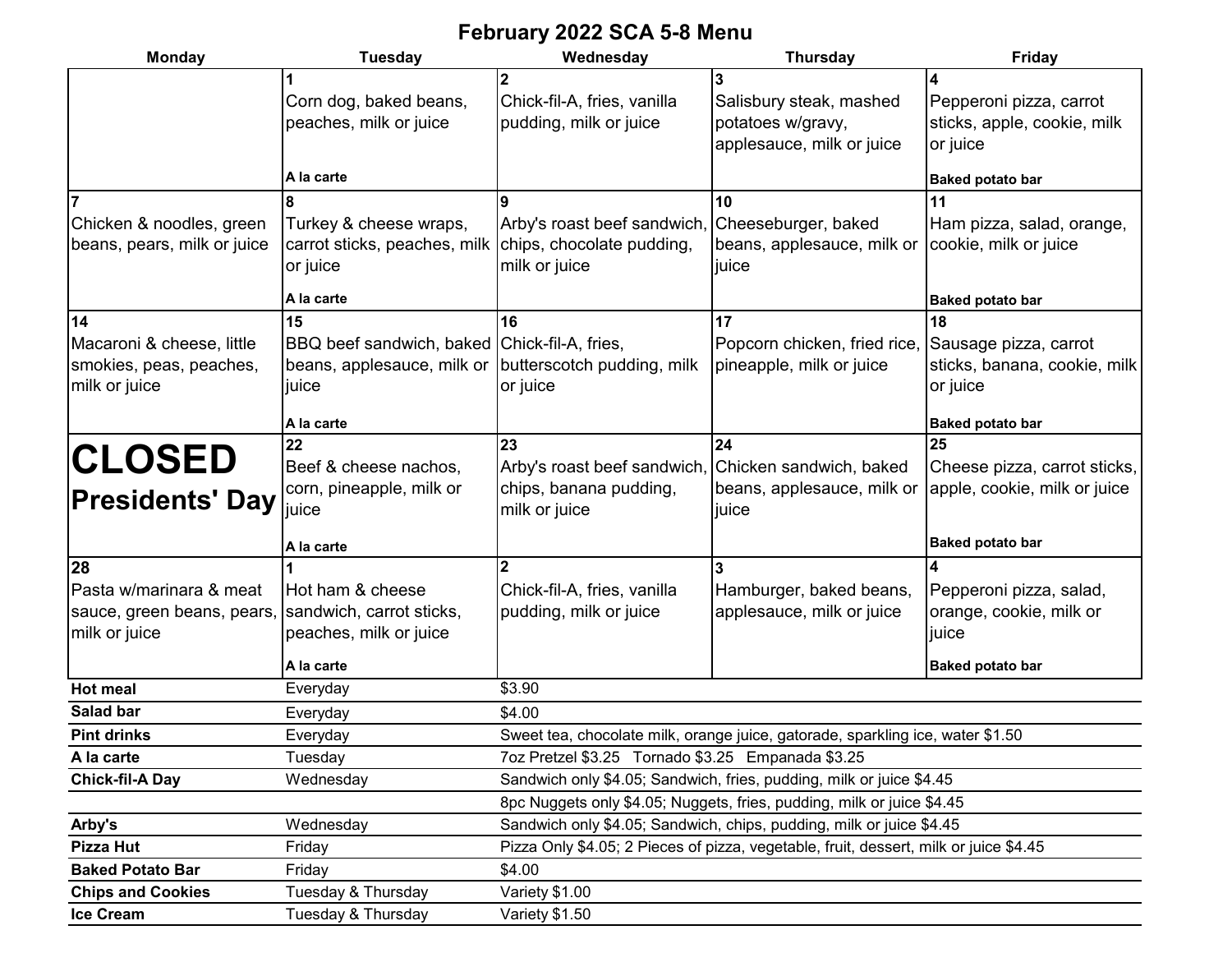# February 2022 SCA 5-8 Menu

| Monday | Tuesday | Wednesday | Thursday | Friday |
|---|---|---|---|---|
| | **1** Corn dog, baked beans, peaches, milk or juice **A la carte** | **2** Chick-fil-A, fries, vanilla pudding, milk or juice | **3** Salisbury steak, mashed potatoes w/gravy, applesauce, milk or juice | **4** Pepperoni pizza, carrot sticks, apple, cookie, milk or juice **Baked potato bar** |
| **7** Chicken & noodles, green beans, pears, milk or juice | **8** Turkey & cheese wraps, carrot sticks, peaches, milk or juice **A la carte** | **9** Arby's roast beef sandwich, chips, chocolate pudding, milk or juice | **10** Cheeseburger, baked beans, applesauce, milk or juice | **11** Ham pizza, salad, orange, cookie, milk or juice **Baked potato bar** |
| **14** Macaroni & cheese, little smokies, peas, peaches, milk or juice | **15** BBQ beef sandwich, baked beans, applesauce, milk or juice **A la carte** | **16** Chick-fil-A, fries, butterscotch pudding, milk or juice | **17** Popcorn chicken, fried rice, pineapple, milk or juice | **18** Sausage pizza, carrot sticks, banana, cookie, milk or juice **Baked potato bar** |
| **CLOSED Presidents' Day** | **22** Beef & cheese nachos, corn, pineapple, milk or juice **A la carte** | **23** Arby's roast beef sandwich, chips, banana pudding, milk or juice | **24** Chicken sandwich, baked beans, applesauce, milk or juice | **25** Cheese pizza, carrot sticks, apple, cookie, milk or juice **Baked potato bar** |
| **28** Pasta w/marinara & meat sauce, green beans, pears, milk or juice | **1** Hot ham & cheese sandwich, carrot sticks, peaches, milk or juice **A la carte** | **2** Chick-fil-A, fries, vanilla pudding, milk or juice | **3** Hamburger, baked beans, applesauce, milk or juice | **4** Pepperoni pizza, salad, orange, cookie, milk or juice **Baked potato bar** |

| Item | Day | Price |
|---|---|---|
| **Hot meal** | Everyday | $3.90 |
| **Salad bar** | Everyday | $4.00 |
| **Pint drinks** | Everyday | Sweet tea, chocolate milk, orange juice, gatorade, sparkling ice, water $1.50 |
| **A la carte** | Tuesday | 7oz Pretzel $3.25 Tornado $3.25 Empanada $3.25 |
| **Chick-fil-A Day** | Wednesday | Sandwich only $4.05; Sandwich, fries, pudding, milk or juice $4.45 |
| | | 8pc Nuggets only $4.05; Nuggets, fries, pudding, milk or juice $4.45 |
| **Arby's** | Wednesday | Sandwich only $4.05; Sandwich, chips, pudding, milk or juice $4.45 |
| **Pizza Hut** | Friday | Pizza Only $4.05; 2 Pieces of pizza, vegetable, fruit, dessert, milk or juice $4.45 |
| **Baked Potato Bar** | Friday | $4.00 |
| **Chips and Cookies** | Tuesday & Thursday | Variety $1.00 |
| **Ice Cream** | Tuesday & Thursday | Variety $1.50 |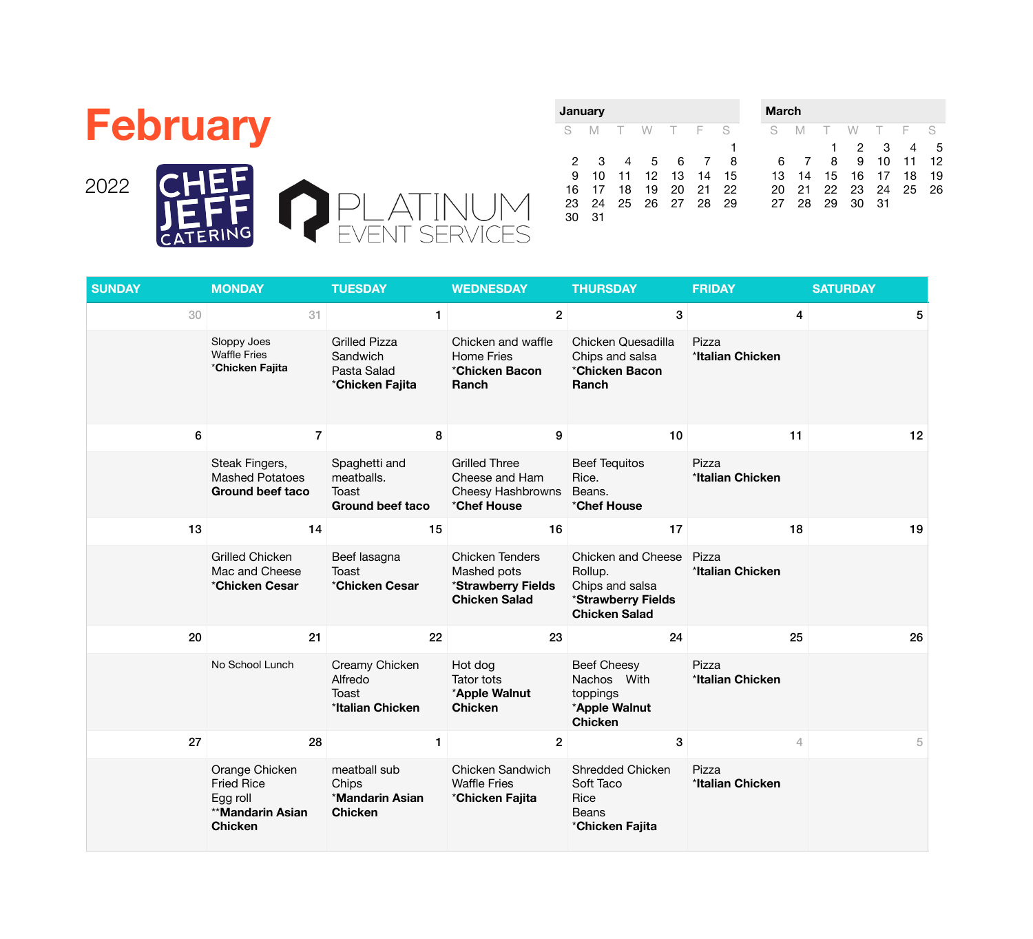# February

2022

CHEF JEFF CATERING

PLATINUM EVENT SERVICES

**January**

| S | M | T | W | T | F | S |
|---|---|---|---|---|---|---|
| | | | | | | 1 |
| 2 | 3 | 4 | 5 | 6 | 7 | 8 |
| 9 | 10 | 11 | 12 | 13 | 14 | 15 |
| 16 | 17 | 18 | 19 | 20 | 21 | 22 |
| 23 | 24 | 25 | 26 | 27 | 28 | 29 |
| 30 | 31 | | | | | |

**March**

| S | M | T | W | T | F | S |
|---|---|---|---|---|---|---|
| | | 1 | 2 | 3 | 4 | 5 |
| 6 | 7 | 8 | 9 | 10 | 11 | 12 |
| 13 | 14 | 15 | 16 | 17 | 18 | 19 |
| 20 | 21 | 22 | 23 | 24 | 25 | 26 |
| 27 | 28 | 29 | 30 | 31 | | |

| SUNDAY | MONDAY | TUESDAY | WEDNESDAY | THURSDAY | FRIDAY | SATURDAY |
|---|---|---|---|---|---|---|
| 30 | 31<br>Sloppy Joes<br>Waffle Fries<br>*Chicken Fajita** | 1<br>Grilled Pizza Sandwich<br>Pasta Salad<br>*Chicken Fajita** | 2<br>Chicken and waffle<br>Home Fries<br>*Chicken Bacon Ranch** | 3<br>Chicken Quesadilla<br>Chips and salsa<br>*Chicken Bacon Ranch** | 4<br>Pizza<br>*Italian Chicken** | 5 |
| 6 | 7<br>Steak Fingers,<br>Mashed Potatoes<br>**Ground beef taco** | 8<br>Spaghetti and meatballs.<br>Toast<br>**Ground beef taco** | 9<br>Grilled Three Cheese and Ham<br>Cheesy Hashbrowns<br>*Chef House** | 10<br>Beef Tequitos<br>Rice.<br>Beans.<br>*Chef House** | 11<br>Pizza<br>*Italian Chicken** | 12 |
| 13 | 14<br>Grilled Chicken<br>Mac and Cheese<br>*Chicken Cesar** | 15<br>Beef lasagna<br>Toast<br>*Chicken Cesar** | 16<br>Chicken Tenders<br>Mashed pots<br>*Strawberry Fields Chicken Salad** | 17<br>Chicken and Cheese Rollup.<br>Chips and salsa<br>*Strawberry Fields Chicken Salad** | 18<br>Pizza<br>*Italian Chicken** | 19 |
| 20 | 21<br>No School Lunch | 22<br>Creamy Chicken Alfredo<br>Toast<br>*Italian Chicken** | 23<br>Hot dog<br>Tator tots<br>*Apple Walnut Chicken** | 24<br>Beef Cheesy Nachos With toppings<br>*Apple Walnut Chicken** | 25<br>Pizza<br>*Italian Chicken** | 26 |
| 27 | 28<br>Orange Chicken<br>Fried Rice<br>Egg roll<br>***Mandarin Asian Chicken** | 1<br>meatball sub<br>Chips<br>*Mandarin Asian Chicken** | 2<br>Chicken Sandwich<br>Waffle Fries<br>*Chicken Fajita** | 3<br>Shredded Chicken Soft Taco<br>Rice<br>Beans<br>*Chicken Fajita** | 4<br>Pizza<br>*Italian Chicken** | 5 |